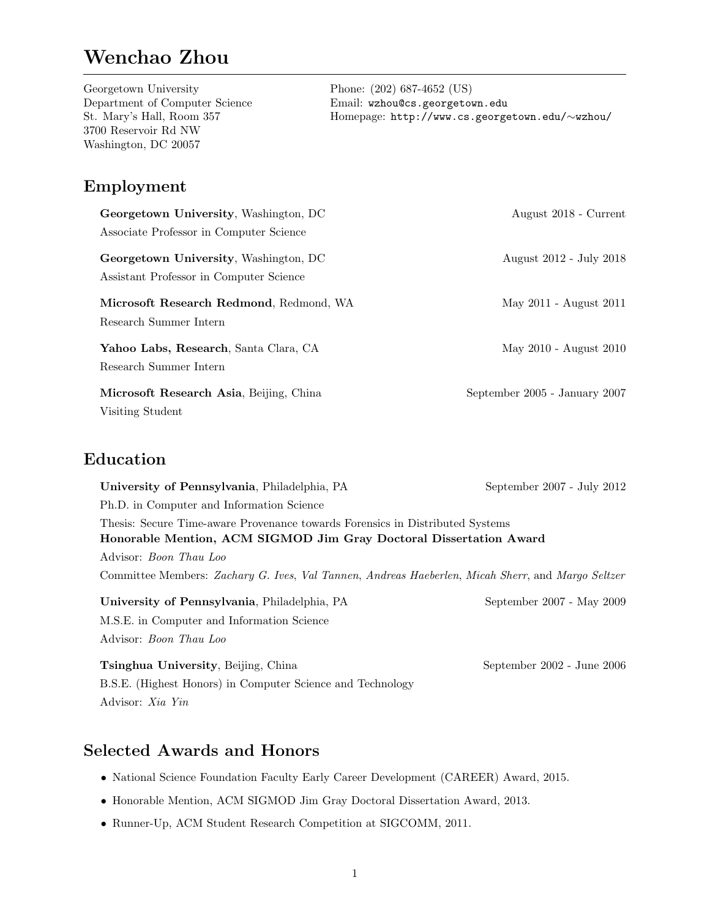# Wenchao Zhou

Georgetown University
Department of Computer Science
St. Mary's Hall, Room 357
3700 Reservoir Rd NW
Washington, DC 20057

Phone: (202) 687-4652 (US)
Email: `wzhou@cs.georgetown.edu`
Homepage: `http://www.cs.georgetown.edu/∼wzhou/`

## Employment

**Georgetown University**, Washington, DC — August 2018 - Current
Associate Professor in Computer Science

**Georgetown University**, Washington, DC — August 2012 - July 2018
Assistant Professor in Computer Science

**Microsoft Research Redmond**, Redmond, WA — May 2011 - August 2011
Research Summer Intern

**Yahoo Labs, Research**, Santa Clara, CA — May 2010 - August 2010
Research Summer Intern

**Microsoft Research Asia**, Beijing, China — September 2005 - January 2007
Visiting Student

## Education

**University of Pennsylvania**, Philadelphia, PA — September 2007 - July 2012
Ph.D. in Computer and Information Science
Thesis: Secure Time-aware Provenance towards Forensics in Distributed Systems
**Honorable Mention, ACM SIGMOD Jim Gray Doctoral Dissertation Award**
Advisor: *Boon Thau Loo*
Committee Members: *Zachary G. Ives*, *Val Tannen*, *Andreas Haeberlen*, *Micah Sherr*, and *Margo Seltzer*

**University of Pennsylvania**, Philadelphia, PA — September 2007 - May 2009
M.S.E. in Computer and Information Science
Advisor: *Boon Thau Loo*

**Tsinghua University**, Beijing, China — September 2002 - June 2006
B.S.E. (Highest Honors) in Computer Science and Technology
Advisor: *Xia Yin*

## Selected Awards and Honors

- National Science Foundation Faculty Early Career Development (CAREER) Award, 2015.
- Honorable Mention, ACM SIGMOD Jim Gray Doctoral Dissertation Award, 2013.
- Runner-Up, ACM Student Research Competition at SIGCOMM, 2011.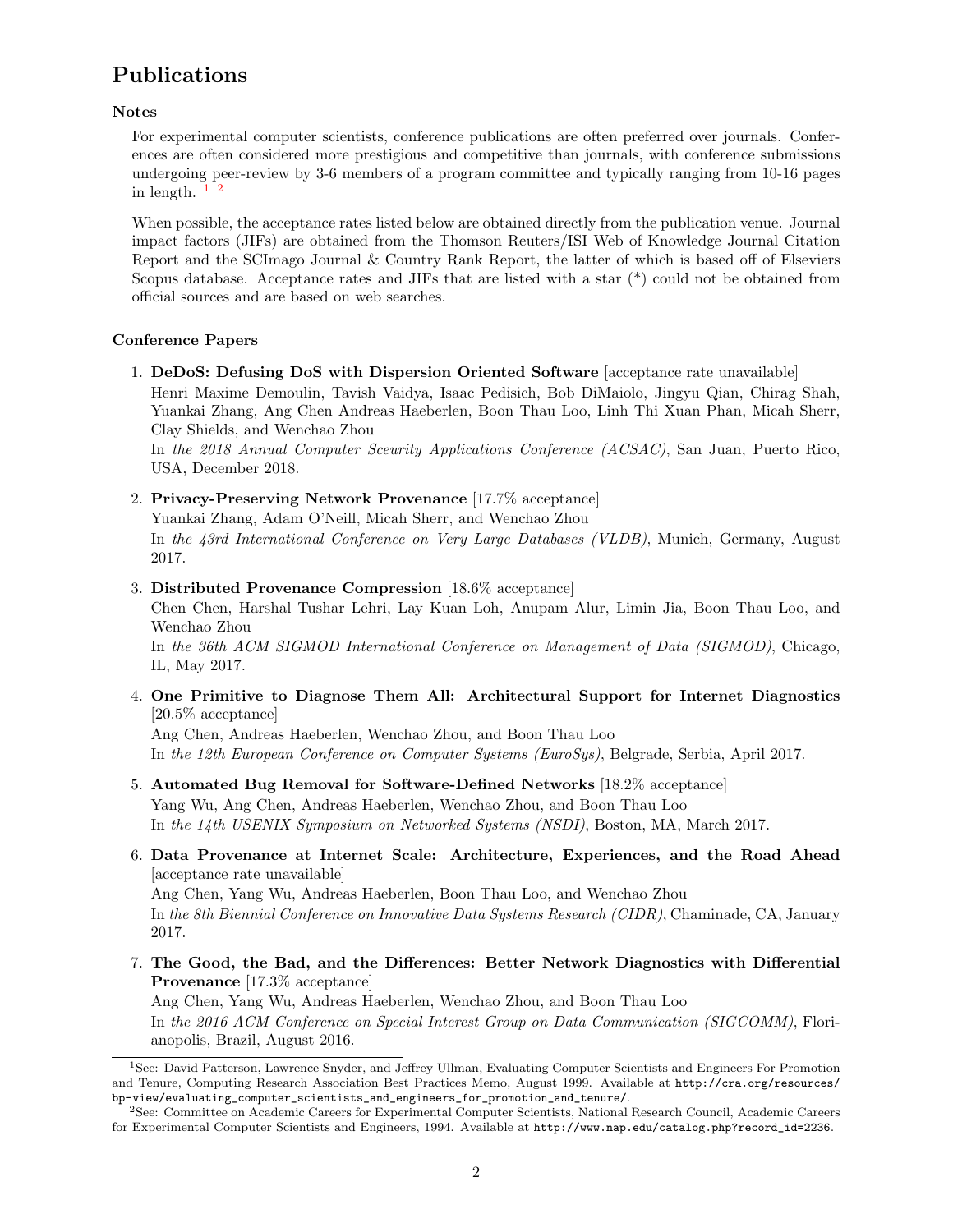# Publications

### Notes

For experimental computer scientists, conference publications are often preferred over journals. Conferences are often considered more prestigious and competitive than journals, with conference submissions undergoing peer-review by 3-6 members of a program committee and typically ranging from 10-16 pages in length. [1] [2]

When possible, the acceptance rates listed below are obtained directly from the publication venue. Journal impact factors (JIFs) are obtained from the Thomson Reuters/ISI Web of Knowledge Journal Citation Report and the SCImago Journal & Country Rank Report, the latter of which is based off of Elseviers Scopus database. Acceptance rates and JIFs that are listed with a star (*) could not be obtained from official sources and are based on web searches.

### Conference Papers

1. **DeDoS: Defusing DoS with Dispersion Oriented Software** [acceptance rate unavailable]
   Henri Maxime Demoulin, Tavish Vaidya, Isaac Pedisich, Bob DiMaiolo, Jingyu Qian, Chirag Shah, Yuankai Zhang, Ang Chen Andreas Haeberlen, Boon Thau Loo, Linh Thi Xuan Phan, Micah Sherr, Clay Shields, and Wenchao Zhou
   In *the 2018 Annual Computer Sceurity Applications Conference (ACSAC)*, San Juan, Puerto Rico, USA, December 2018.

2. **Privacy-Preserving Network Provenance** [17.7% acceptance]
   Yuankai Zhang, Adam O'Neill, Micah Sherr, and Wenchao Zhou
   In *the 43rd International Conference on Very Large Databases (VLDB)*, Munich, Germany, August 2017.

3. **Distributed Provenance Compression** [18.6% acceptance]
   Chen Chen, Harshal Tushar Lehri, Lay Kuan Loh, Anupam Alur, Limin Jia, Boon Thau Loo, and Wenchao Zhou
   In *the 36th ACM SIGMOD International Conference on Management of Data (SIGMOD)*, Chicago, IL, May 2017.

4. **One Primitive to Diagnose Them All: Architectural Support for Internet Diagnostics** [20.5% acceptance]
   Ang Chen, Andreas Haeberlen, Wenchao Zhou, and Boon Thau Loo
   In *the 12th European Conference on Computer Systems (EuroSys)*, Belgrade, Serbia, April 2017.

5. **Automated Bug Removal for Software-Defined Networks** [18.2% acceptance]
   Yang Wu, Ang Chen, Andreas Haeberlen, Wenchao Zhou, and Boon Thau Loo
   In *the 14th USENIX Symposium on Networked Systems (NSDI)*, Boston, MA, March 2017.

6. **Data Provenance at Internet Scale: Architecture, Experiences, and the Road Ahead** [acceptance rate unavailable]
   Ang Chen, Yang Wu, Andreas Haeberlen, Boon Thau Loo, and Wenchao Zhou
   In *the 8th Biennial Conference on Innovative Data Systems Research (CIDR)*, Chaminade, CA, January 2017.

7. **The Good, the Bad, and the Differences: Better Network Diagnostics with Differential Provenance** [17.3% acceptance]
   Ang Chen, Yang Wu, Andreas Haeberlen, Wenchao Zhou, and Boon Thau Loo
   In *the 2016 ACM Conference on Special Interest Group on Data Communication (SIGCOMM)*, Florianopolis, Brazil, August 2016.

---

[1] See: David Patterson, Lawrence Snyder, and Jeffrey Ullman, Evaluating Computer Scientists and Engineers For Promotion and Tenure, Computing Research Association Best Practices Memo, August 1999. Available at `http://cra.org/resources/bp-view/evaluating_computer_scientists_and_engineers_for_promotion_and_tenure/`.

[2] See: Committee on Academic Careers for Experimental Computer Scientists, National Research Council, Academic Careers for Experimental Computer Scientists and Engineers, 1994. Available at `http://www.nap.edu/catalog.php?record_id=2236`.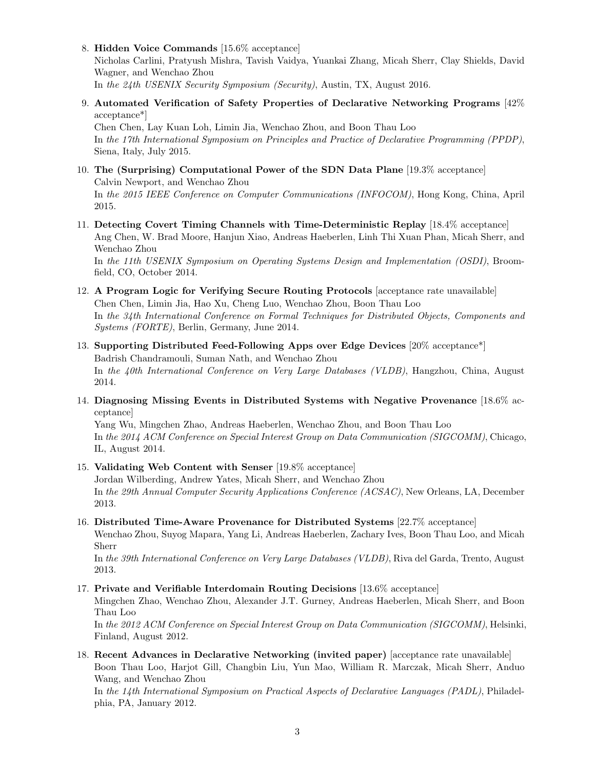8. **Hidden Voice Commands** [15.6% acceptance]
   Nicholas Carlini, Pratyush Mishra, Tavish Vaidya, Yuankai Zhang, Micah Sherr, Clay Shields, David Wagner, and Wenchao Zhou
   In *the 24th USENIX Security Symposium (Security)*, Austin, TX, August 2016.

9. **Automated Verification of Safety Properties of Declarative Networking Programs** [42% acceptance*]
   Chen Chen, Lay Kuan Loh, Limin Jia, Wenchao Zhou, and Boon Thau Loo
   In *the 17th International Symposium on Principles and Practice of Declarative Programming (PPDP)*, Siena, Italy, July 2015.

10. **The (Surprising) Computational Power of the SDN Data Plane** [19.3% acceptance]
    Calvin Newport, and Wenchao Zhou
    In *the 2015 IEEE Conference on Computer Communications (INFOCOM)*, Hong Kong, China, April 2015.

11. **Detecting Covert Timing Channels with Time-Deterministic Replay** [18.4% acceptance]
    Ang Chen, W. Brad Moore, Hanjun Xiao, Andreas Haeberlen, Linh Thi Xuan Phan, Micah Sherr, and Wenchao Zhou
    In *the 11th USENIX Symposium on Operating Systems Design and Implementation (OSDI)*, Broomfield, CO, October 2014.

12. **A Program Logic for Verifying Secure Routing Protocols** [acceptance rate unavailable]
    Chen Chen, Limin Jia, Hao Xu, Cheng Luo, Wenchao Zhou, Boon Thau Loo
    In *the 34th International Conference on Formal Techniques for Distributed Objects, Components and Systems (FORTE)*, Berlin, Germany, June 2014.

13. **Supporting Distributed Feed-Following Apps over Edge Devices** [20% acceptance*]
    Badrish Chandramouli, Suman Nath, and Wenchao Zhou
    In *the 40th International Conference on Very Large Databases (VLDB)*, Hangzhou, China, August 2014.

14. **Diagnosing Missing Events in Distributed Systems with Negative Provenance** [18.6% acceptance]
    Yang Wu, Mingchen Zhao, Andreas Haeberlen, Wenchao Zhou, and Boon Thau Loo
    In *the 2014 ACM Conference on Special Interest Group on Data Communication (SIGCOMM)*, Chicago, IL, August 2014.

15. **Validating Web Content with Senser** [19.8% acceptance]
    Jordan Wilberding, Andrew Yates, Micah Sherr, and Wenchao Zhou
    In *the 29th Annual Computer Security Applications Conference (ACSAC)*, New Orleans, LA, December 2013.

16. **Distributed Time-Aware Provenance for Distributed Systems** [22.7% acceptance]
    Wenchao Zhou, Suyog Mapara, Yang Li, Andreas Haeberlen, Zachary Ives, Boon Thau Loo, and Micah Sherr
    In *the 39th International Conference on Very Large Databases (VLDB)*, Riva del Garda, Trento, August 2013.

17. **Private and Verifiable Interdomain Routing Decisions** [13.6% acceptance]
    Mingchen Zhao, Wenchao Zhou, Alexander J.T. Gurney, Andreas Haeberlen, Micah Sherr, and Boon Thau Loo
    In *the 2012 ACM Conference on Special Interest Group on Data Communication (SIGCOMM)*, Helsinki, Finland, August 2012.

18. **Recent Advances in Declarative Networking (invited paper)** [acceptance rate unavailable]
    Boon Thau Loo, Harjot Gill, Changbin Liu, Yun Mao, William R. Marczak, Micah Sherr, Anduo Wang, and Wenchao Zhou
    In *the 14th International Symposium on Practical Aspects of Declarative Languages (PADL)*, Philadelphia, PA, January 2012.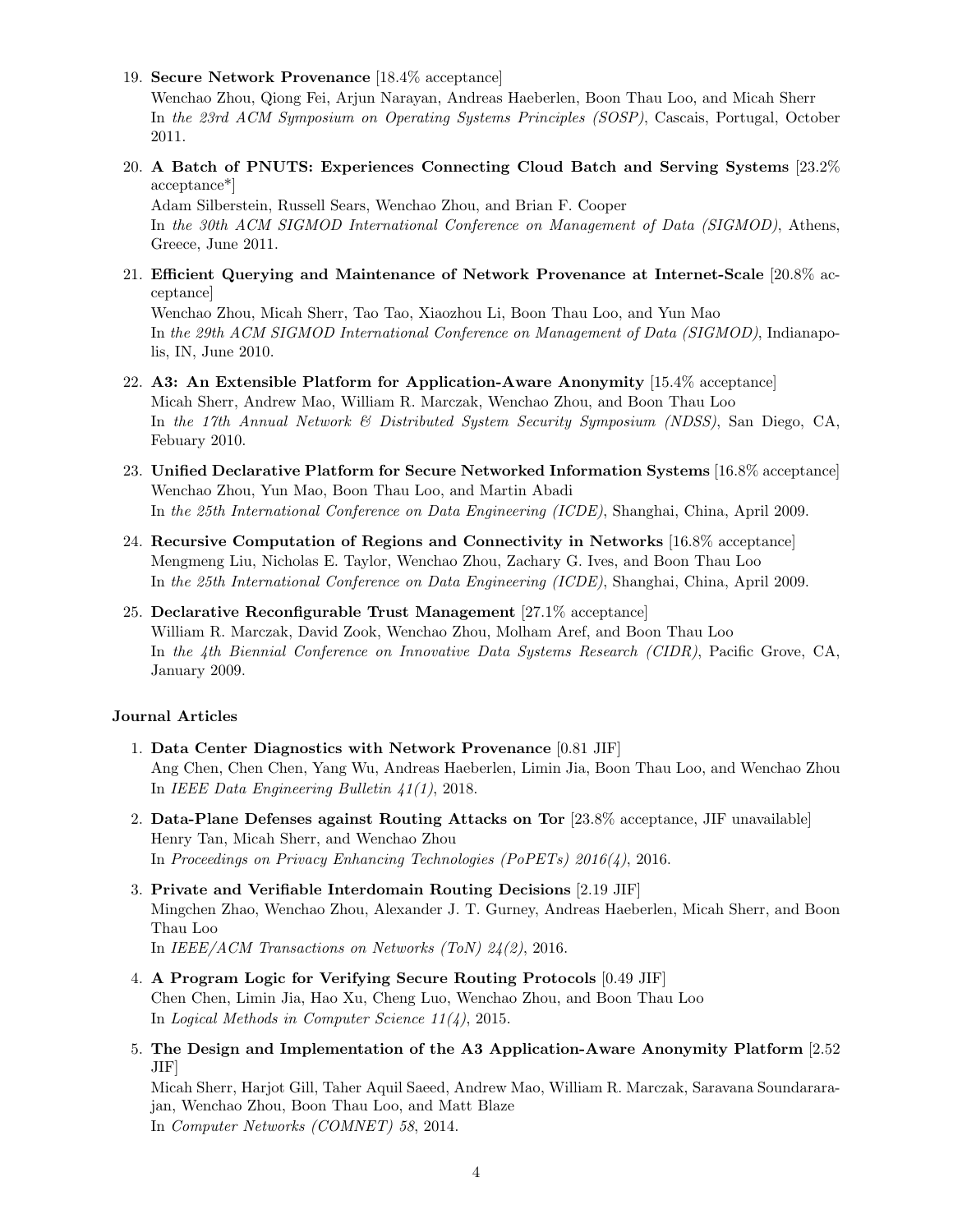19. **Secure Network Provenance** [18.4% acceptance]
    Wenchao Zhou, Qiong Fei, Arjun Narayan, Andreas Haeberlen, Boon Thau Loo, and Micah Sherr
    In *the 23rd ACM Symposium on Operating Systems Principles (SOSP)*, Cascais, Portugal, October 2011.

20. **A Batch of PNUTS: Experiences Connecting Cloud Batch and Serving Systems** [23.2% acceptance*]
    Adam Silberstein, Russell Sears, Wenchao Zhou, and Brian F. Cooper
    In *the 30th ACM SIGMOD International Conference on Management of Data (SIGMOD)*, Athens, Greece, June 2011.

21. **Efficient Querying and Maintenance of Network Provenance at Internet-Scale** [20.8% acceptance]
    Wenchao Zhou, Micah Sherr, Tao Tao, Xiaozhou Li, Boon Thau Loo, and Yun Mao
    In *the 29th ACM SIGMOD International Conference on Management of Data (SIGMOD)*, Indianapolis, IN, June 2010.

22. **A3: An Extensible Platform for Application-Aware Anonymity** [15.4% acceptance]
    Micah Sherr, Andrew Mao, William R. Marczak, Wenchao Zhou, and Boon Thau Loo
    In *the 17th Annual Network & Distributed System Security Symposium (NDSS)*, San Diego, CA, Febuary 2010.

23. **Unified Declarative Platform for Secure Networked Information Systems** [16.8% acceptance]
    Wenchao Zhou, Yun Mao, Boon Thau Loo, and Martin Abadi
    In *the 25th International Conference on Data Engineering (ICDE)*, Shanghai, China, April 2009.

24. **Recursive Computation of Regions and Connectivity in Networks** [16.8% acceptance]
    Mengmeng Liu, Nicholas E. Taylor, Wenchao Zhou, Zachary G. Ives, and Boon Thau Loo
    In *the 25th International Conference on Data Engineering (ICDE)*, Shanghai, China, April 2009.

25. **Declarative Reconfigurable Trust Management** [27.1% acceptance]
    William R. Marczak, David Zook, Wenchao Zhou, Molham Aref, and Boon Thau Loo
    In *the 4th Biennial Conference on Innovative Data Systems Research (CIDR)*, Pacific Grove, CA, January 2009.

### Journal Articles

1. **Data Center Diagnostics with Network Provenance** [0.81 JIF]
   Ang Chen, Chen Chen, Yang Wu, Andreas Haeberlen, Limin Jia, Boon Thau Loo, and Wenchao Zhou
   In *IEEE Data Engineering Bulletin 41(1)*, 2018.

2. **Data-Plane Defenses against Routing Attacks on Tor** [23.8% acceptance, JIF unavailable]
   Henry Tan, Micah Sherr, and Wenchao Zhou
   In *Proceedings on Privacy Enhancing Technologies (PoPETs) 2016(4)*, 2016.

3. **Private and Verifiable Interdomain Routing Decisions** [2.19 JIF]
   Mingchen Zhao, Wenchao Zhou, Alexander J. T. Gurney, Andreas Haeberlen, Micah Sherr, and Boon Thau Loo
   In *IEEE/ACM Transactions on Networks (ToN) 24(2)*, 2016.

4. **A Program Logic for Verifying Secure Routing Protocols** [0.49 JIF]
   Chen Chen, Limin Jia, Hao Xu, Cheng Luo, Wenchao Zhou, and Boon Thau Loo
   In *Logical Methods in Computer Science 11(4)*, 2015.

5. **The Design and Implementation of the A3 Application-Aware Anonymity Platform** [2.52 JIF]
   Micah Sherr, Harjot Gill, Taher Aquil Saeed, Andrew Mao, William R. Marczak, Saravana Soundararajan, Wenchao Zhou, Boon Thau Loo, and Matt Blaze
   In *Computer Networks (COMNET) 58*, 2014.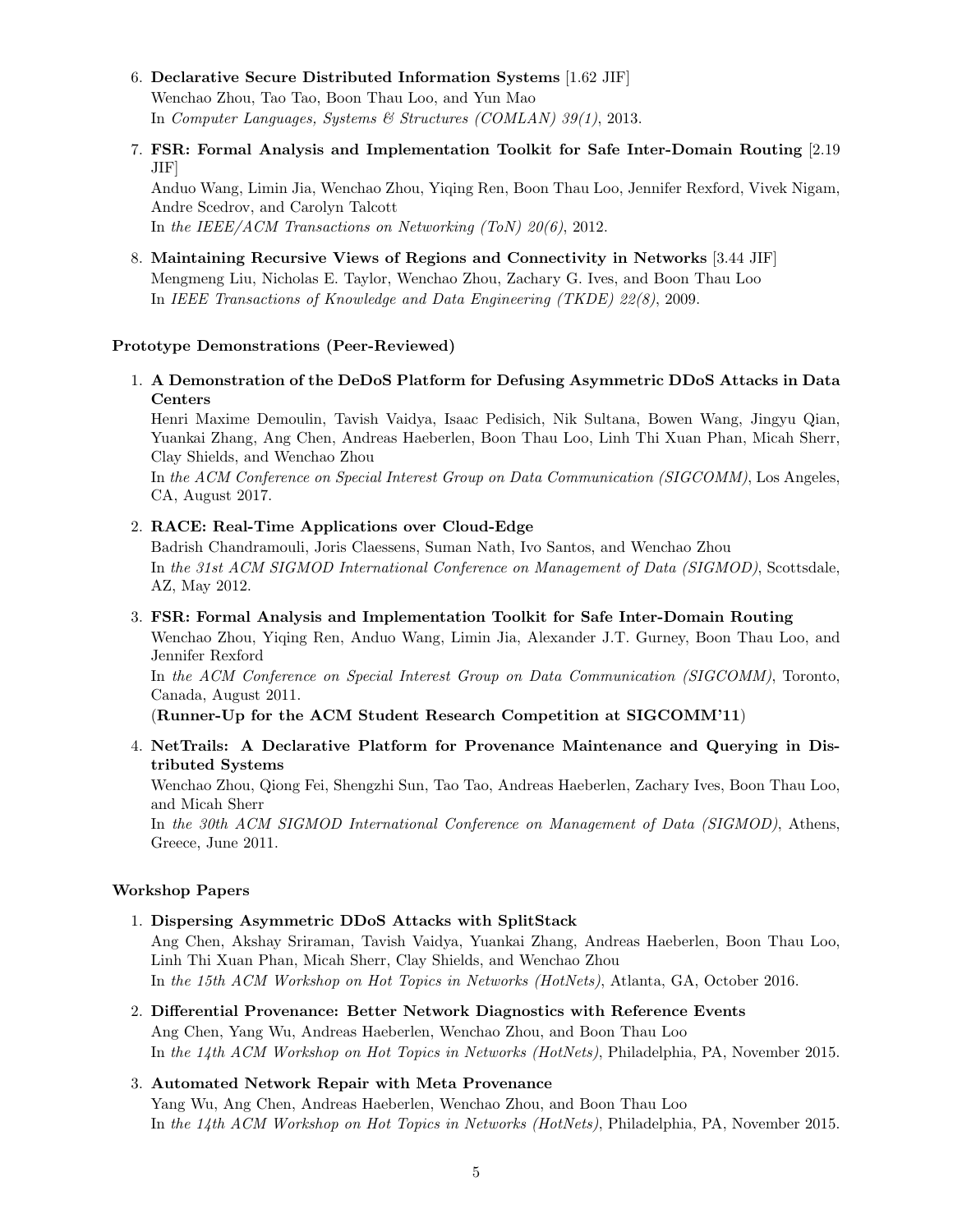6. **Declarative Secure Distributed Information Systems** [1.62 JIF]
   Wenchao Zhou, Tao Tao, Boon Thau Loo, and Yun Mao
   In *Computer Languages, Systems & Structures (COMLAN) 39(1)*, 2013.

7. **FSR: Formal Analysis and Implementation Toolkit for Safe Inter-Domain Routing** [2.19 JIF]
   Anduo Wang, Limin Jia, Wenchao Zhou, Yiqing Ren, Boon Thau Loo, Jennifer Rexford, Vivek Nigam, Andre Scedrov, and Carolyn Talcott
   In *the IEEE/ACM Transactions on Networking (ToN) 20(6)*, 2012.

8. **Maintaining Recursive Views of Regions and Connectivity in Networks** [3.44 JIF]
   Mengmeng Liu, Nicholas E. Taylor, Wenchao Zhou, Zachary G. Ives, and Boon Thau Loo
   In *IEEE Transactions of Knowledge and Data Engineering (TKDE) 22(8)*, 2009.

### Prototype Demonstrations (Peer-Reviewed)

1. **A Demonstration of the DeDoS Platform for Defusing Asymmetric DDoS Attacks in Data Centers**
   Henri Maxime Demoulin, Tavish Vaidya, Isaac Pedisich, Nik Sultana, Bowen Wang, Jingyu Qian, Yuankai Zhang, Ang Chen, Andreas Haeberlen, Boon Thau Loo, Linh Thi Xuan Phan, Micah Sherr, Clay Shields, and Wenchao Zhou
   In *the ACM Conference on Special Interest Group on Data Communication (SIGCOMM)*, Los Angeles, CA, August 2017.

2. **RACE: Real-Time Applications over Cloud-Edge**
   Badrish Chandramouli, Joris Claessens, Suman Nath, Ivo Santos, and Wenchao Zhou
   In *the 31st ACM SIGMOD International Conference on Management of Data (SIGMOD)*, Scottsdale, AZ, May 2012.

3. **FSR: Formal Analysis and Implementation Toolkit for Safe Inter-Domain Routing**
   Wenchao Zhou, Yiqing Ren, Anduo Wang, Limin Jia, Alexander J.T. Gurney, Boon Thau Loo, and Jennifer Rexford
   In *the ACM Conference on Special Interest Group on Data Communication (SIGCOMM)*, Toronto, Canada, August 2011.
   (**Runner-Up for the ACM Student Research Competition at SIGCOMM'11**)

4. **NetTrails: A Declarative Platform for Provenance Maintenance and Querying in Distributed Systems**
   Wenchao Zhou, Qiong Fei, Shengzhi Sun, Tao Tao, Andreas Haeberlen, Zachary Ives, Boon Thau Loo, and Micah Sherr
   In *the 30th ACM SIGMOD International Conference on Management of Data (SIGMOD)*, Athens, Greece, June 2011.

### Workshop Papers

1. **Dispersing Asymmetric DDoS Attacks with SplitStack**
   Ang Chen, Akshay Sriraman, Tavish Vaidya, Yuankai Zhang, Andreas Haeberlen, Boon Thau Loo, Linh Thi Xuan Phan, Micah Sherr, Clay Shields, and Wenchao Zhou
   In *the 15th ACM Workshop on Hot Topics in Networks (HotNets)*, Atlanta, GA, October 2016.

2. **Differential Provenance: Better Network Diagnostics with Reference Events**
   Ang Chen, Yang Wu, Andreas Haeberlen, Wenchao Zhou, and Boon Thau Loo
   In *the 14th ACM Workshop on Hot Topics in Networks (HotNets)*, Philadelphia, PA, November 2015.

3. **Automated Network Repair with Meta Provenance**
   Yang Wu, Ang Chen, Andreas Haeberlen, Wenchao Zhou, and Boon Thau Loo
   In *the 14th ACM Workshop on Hot Topics in Networks (HotNets)*, Philadelphia, PA, November 2015.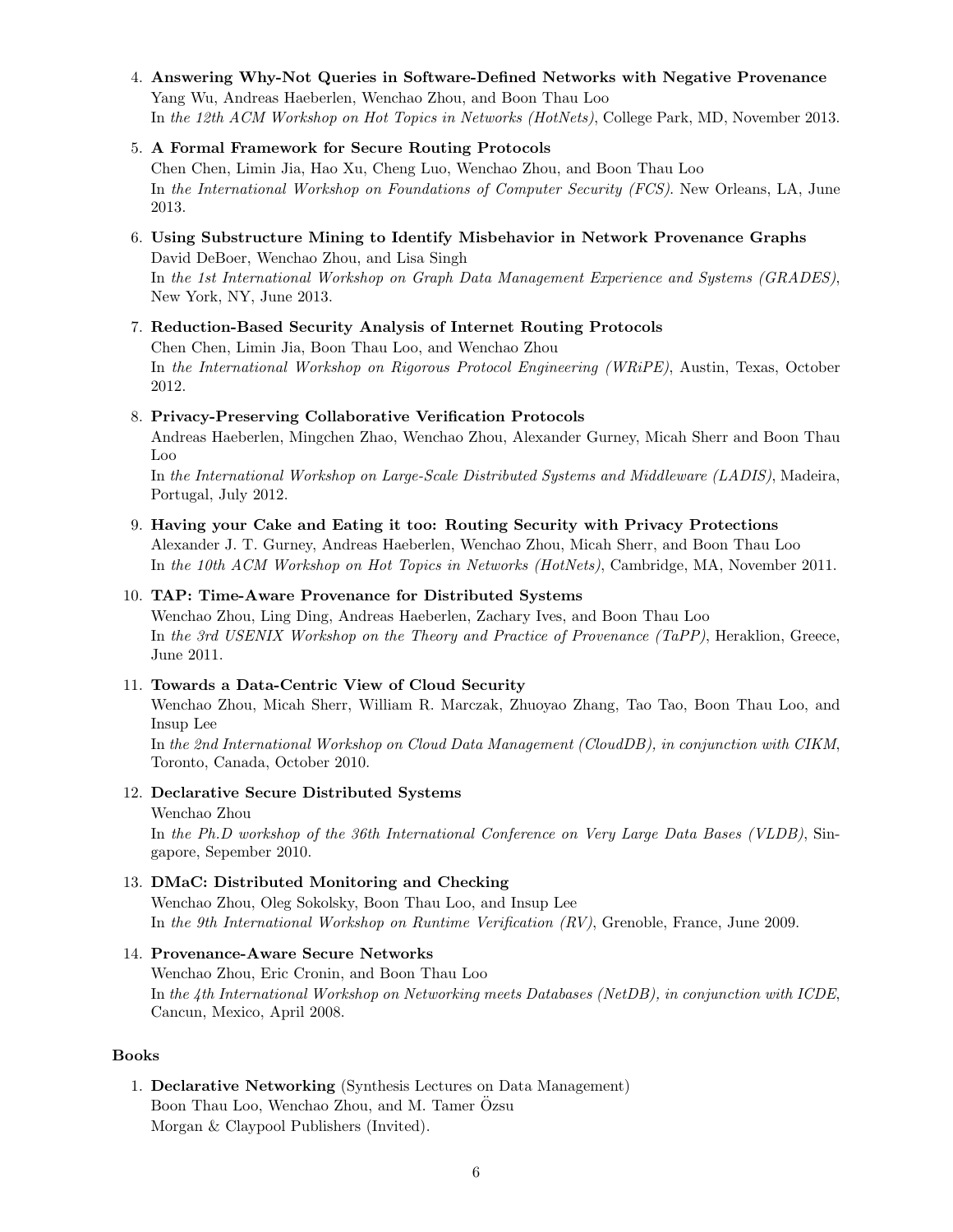4. **Answering Why-Not Queries in Software-Defined Networks with Negative Provenance**
   Yang Wu, Andreas Haeberlen, Wenchao Zhou, and Boon Thau Loo
   In *the 12th ACM Workshop on Hot Topics in Networks (HotNets)*, College Park, MD, November 2013.

5. **A Formal Framework for Secure Routing Protocols**
   Chen Chen, Limin Jia, Hao Xu, Cheng Luo, Wenchao Zhou, and Boon Thau Loo
   In *the International Workshop on Foundations of Computer Security (FCS).* New Orleans, LA, June 2013.

6. **Using Substructure Mining to Identify Misbehavior in Network Provenance Graphs**
   David DeBoer, Wenchao Zhou, and Lisa Singh
   In *the 1st International Workshop on Graph Data Management Experience and Systems (GRADES)*, New York, NY, June 2013.

7. **Reduction-Based Security Analysis of Internet Routing Protocols**
   Chen Chen, Limin Jia, Boon Thau Loo, and Wenchao Zhou
   In *the International Workshop on Rigorous Protocol Engineering (WRiPE)*, Austin, Texas, October 2012.

8. **Privacy-Preserving Collaborative Verification Protocols**
   Andreas Haeberlen, Mingchen Zhao, Wenchao Zhou, Alexander Gurney, Micah Sherr and Boon Thau Loo
   In *the International Workshop on Large-Scale Distributed Systems and Middleware (LADIS)*, Madeira, Portugal, July 2012.

9. **Having your Cake and Eating it too: Routing Security with Privacy Protections**
   Alexander J. T. Gurney, Andreas Haeberlen, Wenchao Zhou, Micah Sherr, and Boon Thau Loo
   In *the 10th ACM Workshop on Hot Topics in Networks (HotNets)*, Cambridge, MA, November 2011.

10. **TAP: Time-Aware Provenance for Distributed Systems**
    Wenchao Zhou, Ling Ding, Andreas Haeberlen, Zachary Ives, and Boon Thau Loo
    In *the 3rd USENIX Workshop on the Theory and Practice of Provenance (TaPP)*, Heraklion, Greece, June 2011.

11. **Towards a Data-Centric View of Cloud Security**
    Wenchao Zhou, Micah Sherr, William R. Marczak, Zhuoyao Zhang, Tao Tao, Boon Thau Loo, and Insup Lee
    In *the 2nd International Workshop on Cloud Data Management (CloudDB), in conjunction with CIKM*, Toronto, Canada, October 2010.

12. **Declarative Secure Distributed Systems**
    Wenchao Zhou
    In *the Ph.D workshop of the 36th International Conference on Very Large Data Bases (VLDB)*, Singapore, Sepember 2010.

13. **DMaC: Distributed Monitoring and Checking**
    Wenchao Zhou, Oleg Sokolsky, Boon Thau Loo, and Insup Lee
    In *the 9th International Workshop on Runtime Verification (RV)*, Grenoble, France, June 2009.

14. **Provenance-Aware Secure Networks**
    Wenchao Zhou, Eric Cronin, and Boon Thau Loo
    In *the 4th International Workshop on Networking meets Databases (NetDB), in conjunction with ICDE*, Cancun, Mexico, April 2008.

**Books**

1. **Declarative Networking** (Synthesis Lectures on Data Management)
   Boon Thau Loo, Wenchao Zhou, and M. Tamer Özsu
   Morgan & Claypool Publishers (Invited).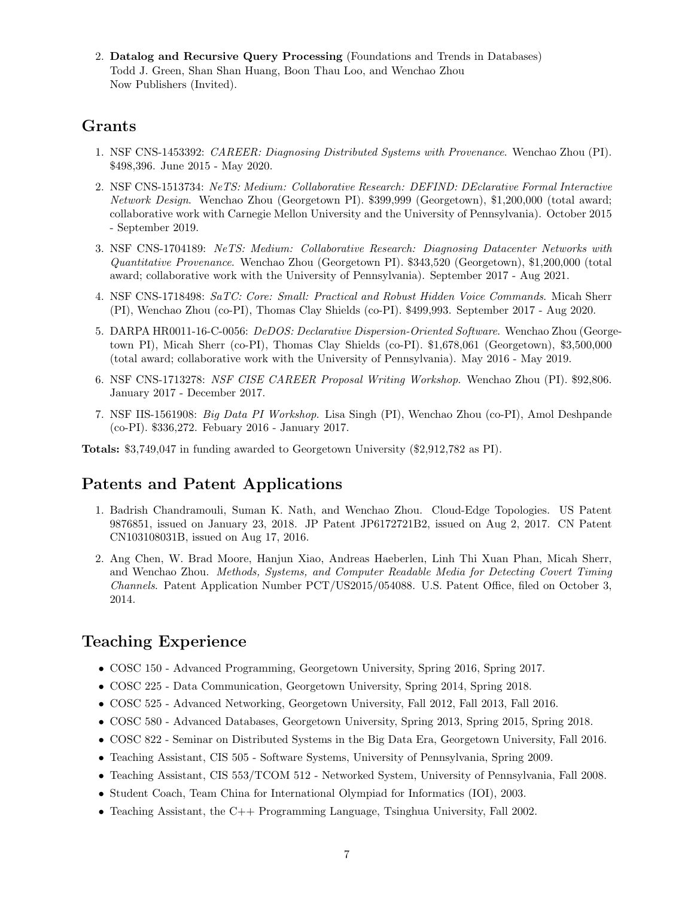2. **Datalog and Recursive Query Processing** (Foundations and Trends in Databases)
   Todd J. Green, Shan Shan Huang, Boon Thau Loo, and Wenchao Zhou
   Now Publishers (Invited).

## Grants

1. NSF CNS-1453392: *CAREER: Diagnosing Distributed Systems with Provenance*. Wenchao Zhou (PI). \$498,396. June 2015 - May 2020.
2. NSF CNS-1513734: *NeTS: Medium: Collaborative Research: DEFIND: DEclarative Formal Interactive Network Design*. Wenchao Zhou (Georgetown PI). \$399,999 (Georgetown), \$1,200,000 (total award; collaborative work with Carnegie Mellon University and the University of Pennsylvania). October 2015 - September 2019.
3. NSF CNS-1704189: *NeTS: Medium: Collaborative Research: Diagnosing Datacenter Networks with Quantitative Provenance*. Wenchao Zhou (Georgetown PI). \$343,520 (Georgetown), \$1,200,000 (total award; collaborative work with the University of Pennsylvania). September 2017 - Aug 2021.
4. NSF CNS-1718498: *SaTC: Core: Small: Practical and Robust Hidden Voice Commands*. Micah Sherr (PI), Wenchao Zhou (co-PI), Thomas Clay Shields (co-PI). \$499,993. September 2017 - Aug 2020.
5. DARPA HR0011-16-C-0056: *DeDOS: Declarative Dispersion-Oriented Software*. Wenchao Zhou (Georgetown PI), Micah Sherr (co-PI), Thomas Clay Shields (co-PI). \$1,678,061 (Georgetown), \$3,500,000 (total award; collaborative work with the University of Pennsylvania). May 2016 - May 2019.
6. NSF CNS-1713278: *NSF CISE CAREER Proposal Writing Workshop*. Wenchao Zhou (PI). \$92,806. January 2017 - December 2017.
7. NSF IIS-1561908: *Big Data PI Workshop*. Lisa Singh (PI), Wenchao Zhou (co-PI), Amol Deshpande (co-PI). \$336,272. Febuary 2016 - January 2017.

**Totals:** \$3,749,047 in funding awarded to Georgetown University (\$2,912,782 as PI).

## Patents and Patent Applications

1. Badrish Chandramouli, Suman K. Nath, and Wenchao Zhou. Cloud-Edge Topologies. US Patent 9876851, issued on January 23, 2018. JP Patent JP6172721B2, issued on Aug 2, 2017. CN Patent CN103108031B, issued on Aug 17, 2016.
2. Ang Chen, W. Brad Moore, Hanjun Xiao, Andreas Haeberlen, Linh Thi Xuan Phan, Micah Sherr, and Wenchao Zhou. *Methods, Systems, and Computer Readable Media for Detecting Covert Timing Channels*. Patent Application Number PCT/US2015/054088. U.S. Patent Office, filed on October 3, 2014.

## Teaching Experience

- COSC 150 - Advanced Programming, Georgetown University, Spring 2016, Spring 2017.
- COSC 225 - Data Communication, Georgetown University, Spring 2014, Spring 2018.
- COSC 525 - Advanced Networking, Georgetown University, Fall 2012, Fall 2013, Fall 2016.
- COSC 580 - Advanced Databases, Georgetown University, Spring 2013, Spring 2015, Spring 2018.
- COSC 822 - Seminar on Distributed Systems in the Big Data Era, Georgetown University, Fall 2016.
- Teaching Assistant, CIS 505 - Software Systems, University of Pennsylvania, Spring 2009.
- Teaching Assistant, CIS 553/TCOM 512 - Networked System, University of Pennsylvania, Fall 2008.
- Student Coach, Team China for International Olympiad for Informatics (IOI), 2003.
- Teaching Assistant, the C++ Programming Language, Tsinghua University, Fall 2002.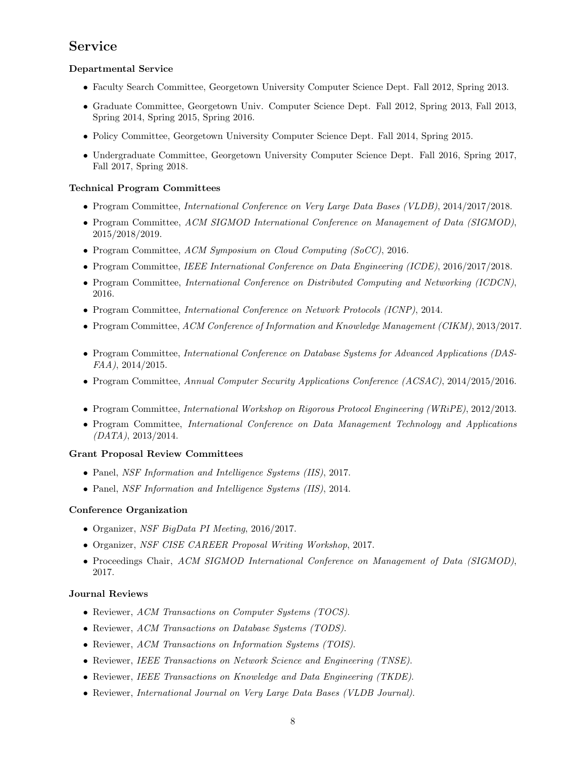## Service

### Departmental Service

- Faculty Search Committee, Georgetown University Computer Science Dept. Fall 2012, Spring 2013.
- Graduate Committee, Georgetown Univ. Computer Science Dept. Fall 2012, Spring 2013, Fall 2013, Spring 2014, Spring 2015, Spring 2016.
- Policy Committee, Georgetown University Computer Science Dept. Fall 2014, Spring 2015.
- Undergraduate Committee, Georgetown University Computer Science Dept. Fall 2016, Spring 2017, Fall 2017, Spring 2018.

### Technical Program Committees

- Program Committee, *International Conference on Very Large Data Bases (VLDB)*, 2014/2017/2018.
- Program Committee, *ACM SIGMOD International Conference on Management of Data (SIGMOD)*, 2015/2018/2019.
- Program Committee, *ACM Symposium on Cloud Computing (SoCC)*, 2016.
- Program Committee, *IEEE International Conference on Data Engineering (ICDE)*, 2016/2017/2018.
- Program Committee, *International Conference on Distributed Computing and Networking (ICDCN)*, 2016.
- Program Committee, *International Conference on Network Protocols (ICNP)*, 2014.
- Program Committee, *ACM Conference of Information and Knowledge Management (CIKM)*, 2013/2017.
- Program Committee, *International Conference on Database Systems for Advanced Applications (DASFAA)*, 2014/2015.
- Program Committee, *Annual Computer Security Applications Conference (ACSAC)*, 2014/2015/2016.
- Program Committee, *International Workshop on Rigorous Protocol Engineering (WRiPE)*, 2012/2013.
- Program Committee, *International Conference on Data Management Technology and Applications (DATA)*, 2013/2014.

### Grant Proposal Review Committees

- Panel, *NSF Information and Intelligence Systems (IIS)*, 2017.
- Panel, *NSF Information and Intelligence Systems (IIS)*, 2014.

### Conference Organization

- Organizer, *NSF BigData PI Meeting*, 2016/2017.
- Organizer, *NSF CISE CAREER Proposal Writing Workshop*, 2017.
- Proceedings Chair, *ACM SIGMOD International Conference on Management of Data (SIGMOD)*, 2017.

### Journal Reviews

- Reviewer, *ACM Transactions on Computer Systems (TOCS).*
- Reviewer, *ACM Transactions on Database Systems (TODS).*
- Reviewer, *ACM Transactions on Information Systems (TOIS).*
- Reviewer, *IEEE Transactions on Network Science and Engineering (TNSE).*
- Reviewer, *IEEE Transactions on Knowledge and Data Engineering (TKDE).*
- Reviewer, *International Journal on Very Large Data Bases (VLDB Journal).*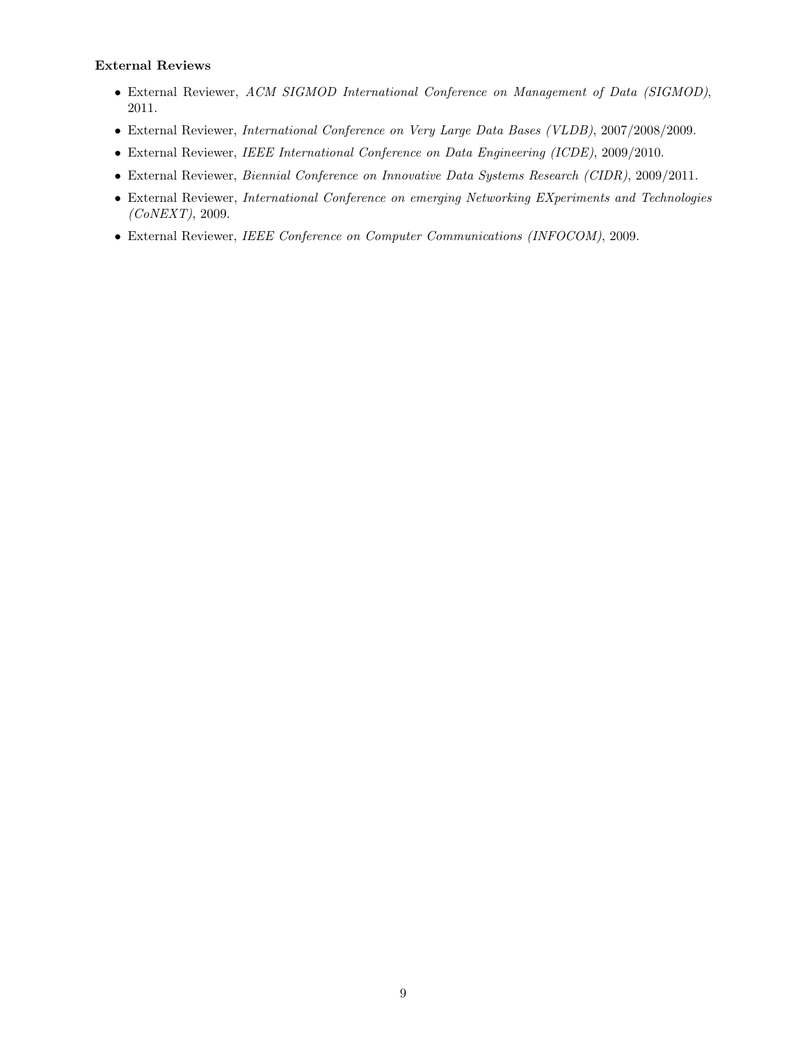**External Reviews**

- External Reviewer, *ACM SIGMOD International Conference on Management of Data (SIGMOD)*, 2011.
- External Reviewer, *International Conference on Very Large Data Bases (VLDB)*, 2007/2008/2009.
- External Reviewer, *IEEE International Conference on Data Engineering (ICDE)*, 2009/2010.
- External Reviewer, *Biennial Conference on Innovative Data Systems Research (CIDR)*, 2009/2011.
- External Reviewer, *International Conference on emerging Networking EXperiments and Technologies (CoNEXT)*, 2009.
- External Reviewer, *IEEE Conference on Computer Communications (INFOCOM)*, 2009.